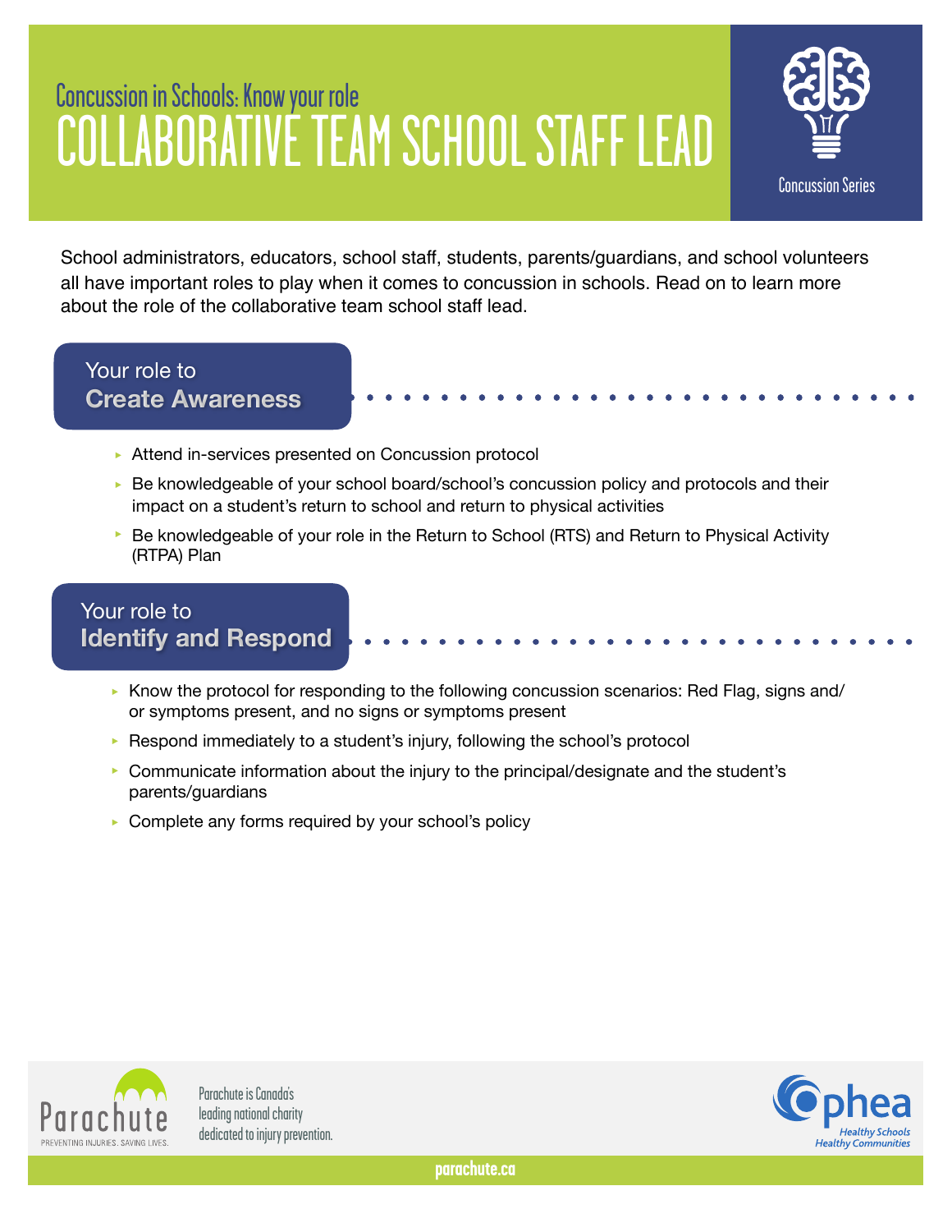Concussion in Schools: Know your role

# COLLABORATIVE TEAM SCHOOL STAFF LEAD

Concussion Series

School administrators, educators, school staff, students, parents/guardians, and school volunteers all have important roles to play when it comes to concussion in schools. Read on to learn more about the role of the collaborative team school staff lead.

## Your role to Create Awareness

- Attend in-services presented on Concussion protocol
- Be knowledgeable of your school board/school's concussion policy and protocols and their impact on a student's return to school and return to physical activities
- Be knowledgeable of your role in the Return to School (RTS) and Return to Physical Activity (RTPA) Plan

## Your role to Identify and Respond

- Know the protocol for responding to the following concussion scenarios: Red Flag, signs and/or symptoms present, and no signs or symptoms present
- Respond immediately to a student's injury, following the school's protocol
- Communicate information about the injury to the principal/designate and the student's parents/guardians
- Complete any forms required by your school's policy

Parachute
PREVENTING INJURIES. SAVING LIVES.

Parachute is Canada's leading national charity dedicated to injury prevention.

Ophea
Healthy Schools
Healthy Communities

parachute.ca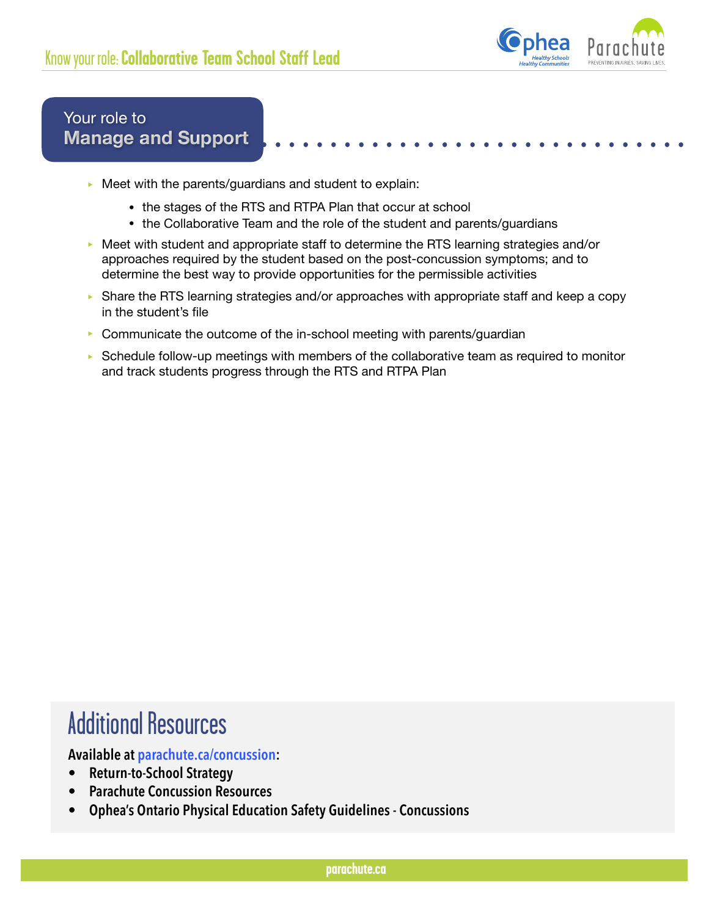# Know your role: Collaborative Team School Staff Lead

## Your role to Manage and Support

- Meet with the parents/guardians and student to explain:
  - the stages of the RTS and RTPA Plan that occur at school
  - the Collaborative Team and the role of the student and parents/guardians
- Meet with student and appropriate staff to determine the RTS learning strategies and/or approaches required by the student based on the post-concussion symptoms; and to determine the best way to provide opportunities for the permissible activities
- Share the RTS learning strategies and/or approaches with appropriate staff and keep a copy in the student's file
- Communicate the outcome of the in-school meeting with parents/guardian
- Schedule follow-up meetings with members of the collaborative team as required to monitor and track students progress through the RTS and RTPA Plan

## Additional Resources

**Available at parachute.ca/concussion:**

- **Return-to-School Strategy**
- **Parachute Concussion Resources**
- **Ophea's Ontario Physical Education Safety Guidelines - Concussions**

parachute.ca